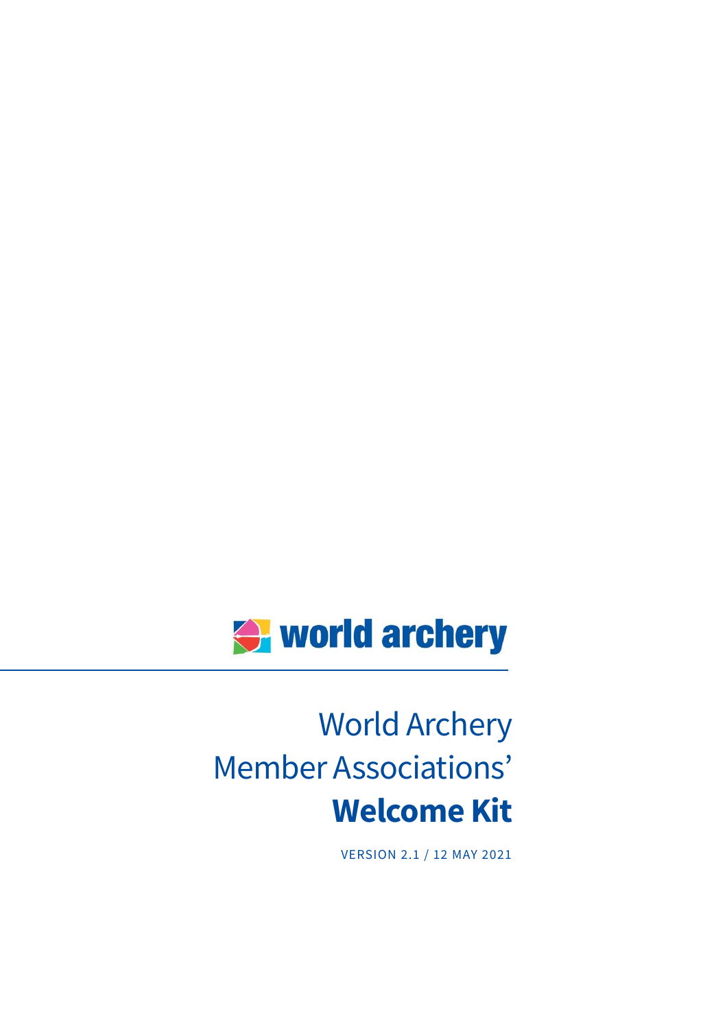world archery

# World Archery Member Associations' **Welcome Kit**

VERSION 2.1 / 12 MAY 2021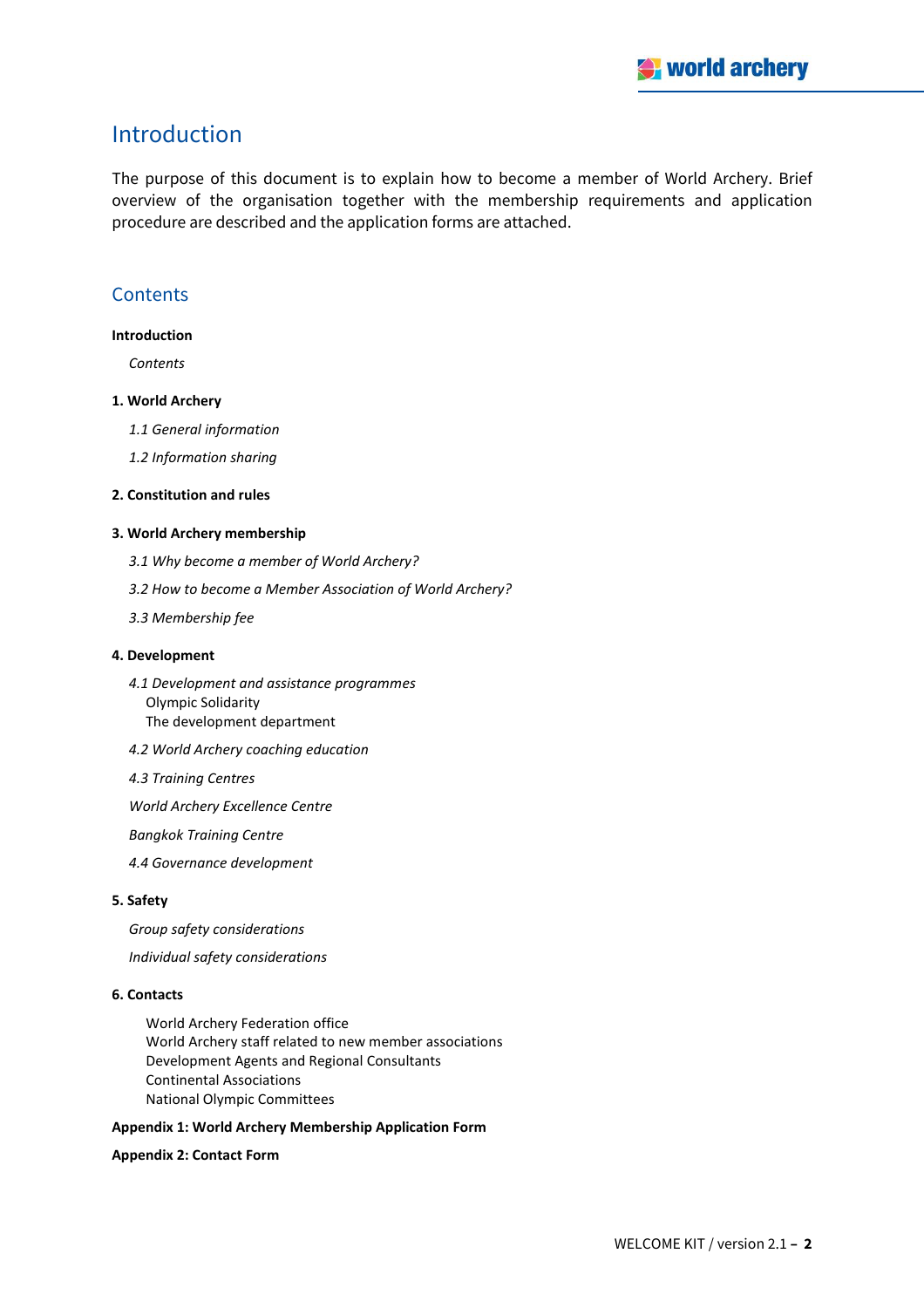# Introduction

The purpose of this document is to explain how to become a member of World Archery. Brief overview of the organisation together with the membership requirements and application procedure are described and the application forms are attached.

## Contents

**Introduction**

*Contents*

**1. World Archery**

*1.1 General information*

*1.2 Information sharing*

**2. Constitution and rules**

**3. World Archery membership**

*3.1 Why become a member of World Archery?*

*3.2 How to become a Member Association of World Archery?*

*3.3 Membership fee*

**4. Development**

*4.1 Development and assistance programmes*
Olympic Solidarity
The development department

*4.2 World Archery coaching education*

*4.3 Training Centres*

*World Archery Excellence Centre*

*Bangkok Training Centre*

*4.4 Governance development*

**5. Safety**

*Group safety considerations*

*Individual safety considerations*

**6. Contacts**

World Archery Federation office
World Archery staff related to new member associations
Development Agents and Regional Consultants
Continental Associations
National Olympic Committees

**Appendix 1: World Archery Membership Application Form**

**Appendix 2: Contact Form**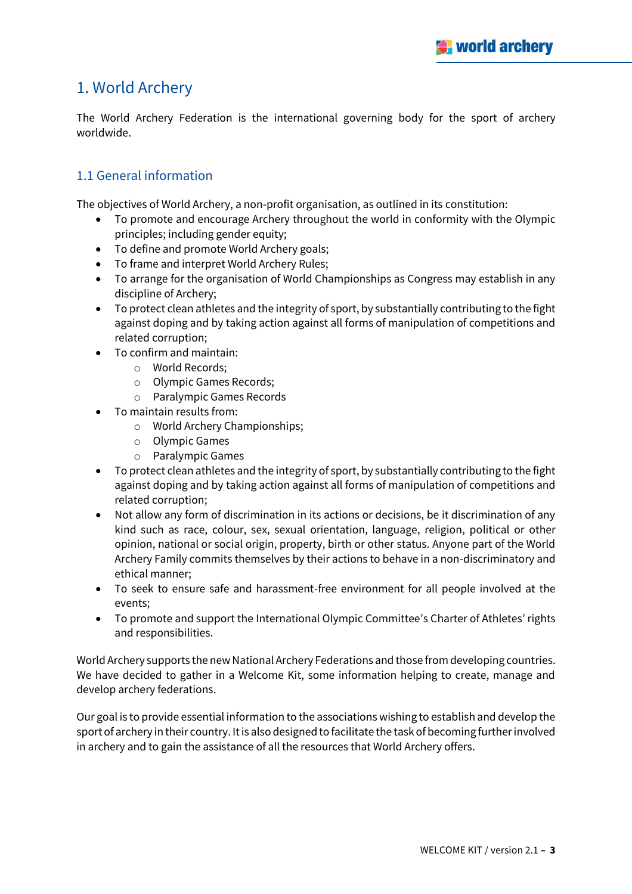# 1. World Archery

The World Archery Federation is the international governing body for the sport of archery worldwide.

## 1.1 General information

The objectives of World Archery, a non-profit organisation, as outlined in its constitution:

- To promote and encourage Archery throughout the world in conformity with the Olympic principles; including gender equity;
- To define and promote World Archery goals;
- To frame and interpret World Archery Rules;
- To arrange for the organisation of World Championships as Congress may establish in any discipline of Archery;
- To protect clean athletes and the integrity of sport, by substantially contributing to the fight against doping and by taking action against all forms of manipulation of competitions and related corruption;
- To confirm and maintain:
    - World Records;
    - Olympic Games Records;
    - Paralympic Games Records
- To maintain results from:
    - World Archery Championships;
    - Olympic Games
    - Paralympic Games
- To protect clean athletes and the integrity of sport, by substantially contributing to the fight against doping and by taking action against all forms of manipulation of competitions and related corruption;
- Not allow any form of discrimination in its actions or decisions, be it discrimination of any kind such as race, colour, sex, sexual orientation, language, religion, political or other opinion, national or social origin, property, birth or other status. Anyone part of the World Archery Family commits themselves by their actions to behave in a non-discriminatory and ethical manner;
- To seek to ensure safe and harassment-free environment for all people involved at the events;
- To promote and support the International Olympic Committee's Charter of Athletes' rights and responsibilities.

World Archery supports the new National Archery Federations and those from developing countries. We have decided to gather in a Welcome Kit, some information helping to create, manage and develop archery federations.

Our goal is to provide essential information to the associations wishing to establish and develop the sport of archery in their country. It is also designed to facilitate the task of becoming further involved in archery and to gain the assistance of all the resources that World Archery offers.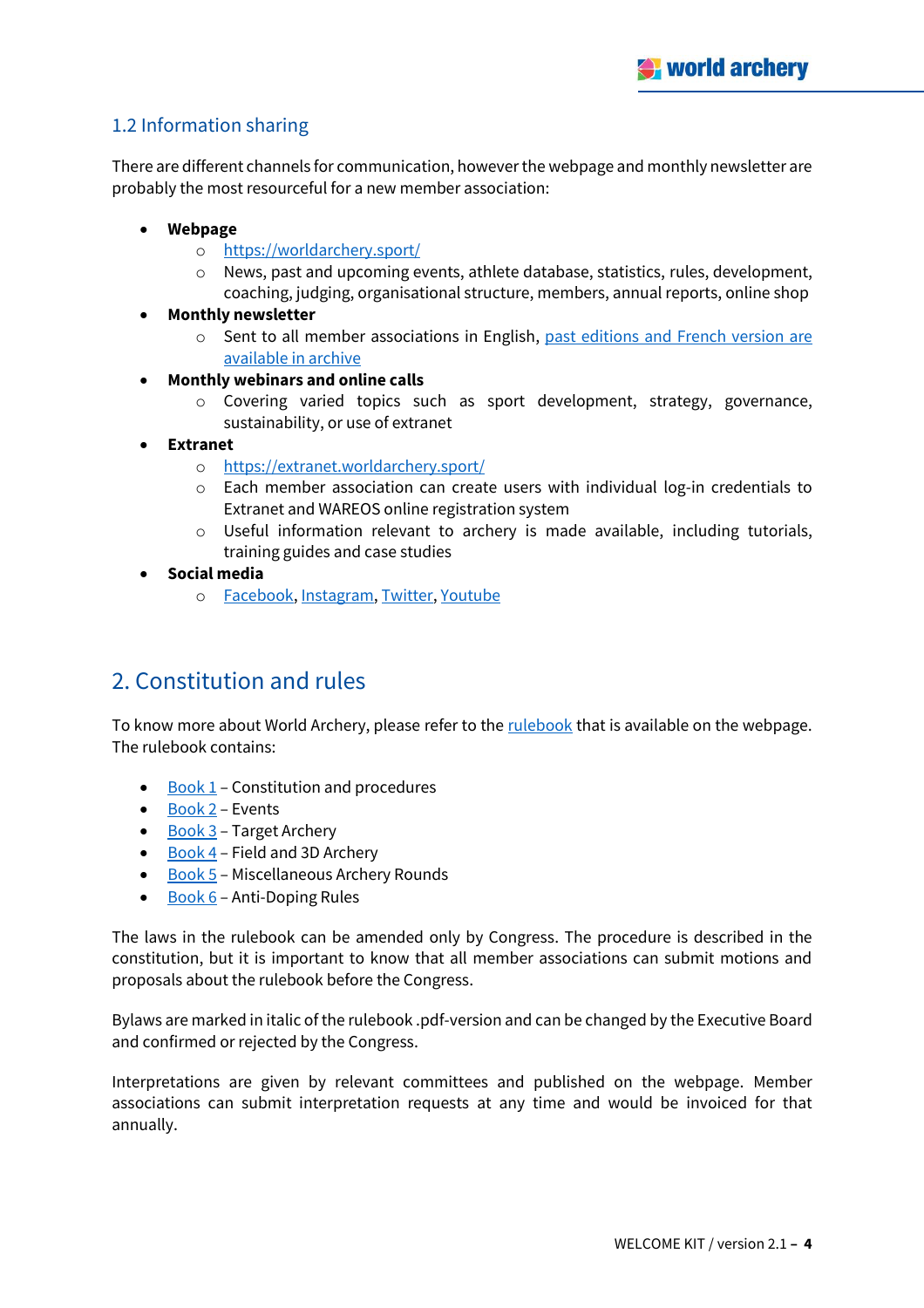## 1.2 Information sharing

There are different channels for communication, however the webpage and monthly newsletter are probably the most resourceful for a new member association:

- **Webpage**
  - https://worldarchery.sport/
  - News, past and upcoming events, athlete database, statistics, rules, development, coaching, judging, organisational structure, members, annual reports, online shop
- **Monthly newsletter**
  - Sent to all member associations in English, past editions and French version are available in archive
- **Monthly webinars and online calls**
  - Covering varied topics such as sport development, strategy, governance, sustainability, or use of extranet
- **Extranet**
  - https://extranet.worldarchery.sport/
  - Each member association can create users with individual log-in credentials to Extranet and WAREOS online registration system
  - Useful information relevant to archery is made available, including tutorials, training guides and case studies
- **Social media**
  - Facebook, Instagram, Twitter, Youtube

# 2. Constitution and rules

To know more about World Archery, please refer to the rulebook that is available on the webpage. The rulebook contains:

- Book 1 – Constitution and procedures
- Book 2 – Events
- Book 3 – Target Archery
- Book 4 – Field and 3D Archery
- Book 5 – Miscellaneous Archery Rounds
- Book 6 – Anti-Doping Rules

The laws in the rulebook can be amended only by Congress. The procedure is described in the constitution, but it is important to know that all member associations can submit motions and proposals about the rulebook before the Congress.

Bylaws are marked in italic of the rulebook .pdf-version and can be changed by the Executive Board and confirmed or rejected by the Congress.

Interpretations are given by relevant committees and published on the webpage. Member associations can submit interpretation requests at any time and would be invoiced for that annually.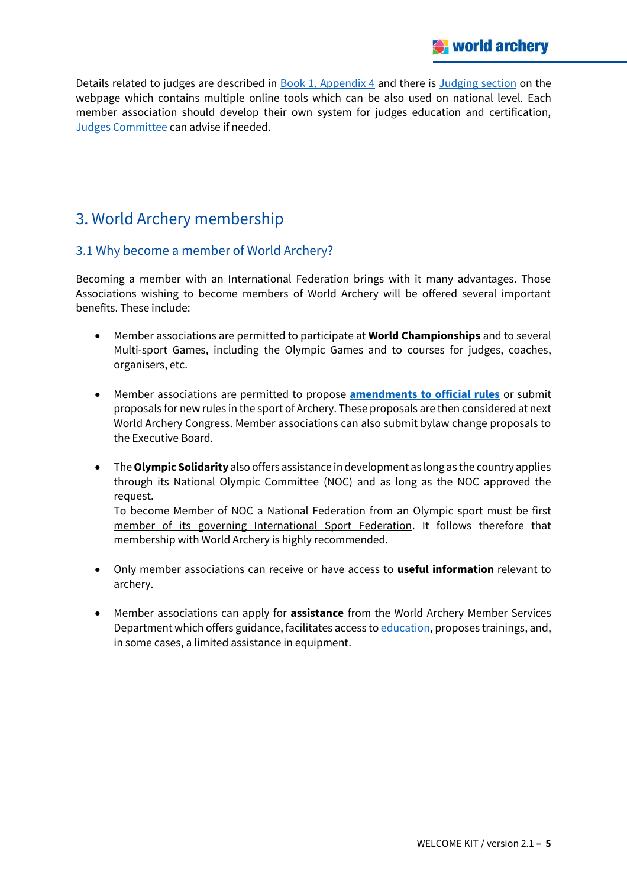Details related to judges are described in Book 1, Appendix 4 and there is Judging section on the webpage which contains multiple online tools which can be also used on national level. Each member association should develop their own system for judges education and certification, Judges Committee can advise if needed.

# 3. World Archery membership

## 3.1 Why become a member of World Archery?

Becoming a member with an International Federation brings with it many advantages. Those Associations wishing to become members of World Archery will be offered several important benefits. These include:

- Member associations are permitted to participate at **World Championships** and to several Multi-sport Games, including the Olympic Games and to courses for judges, coaches, organisers, etc.

- Member associations are permitted to propose **amendments to official rules** or submit proposals for new rules in the sport of Archery. These proposals are then considered at next World Archery Congress. Member associations can also submit bylaw change proposals to the Executive Board.

- The **Olympic Solidarity** also offers assistance in development as long as the country applies through its National Olympic Committee (NOC) and as long as the NOC approved the request.
  To become Member of NOC a National Federation from an Olympic sport must be first member of its governing International Sport Federation. It follows therefore that membership with World Archery is highly recommended.

- Only member associations can receive or have access to **useful information** relevant to archery.

- Member associations can apply for **assistance** from the World Archery Member Services Department which offers guidance, facilitates access to education, proposes trainings, and, in some cases, a limited assistance in equipment.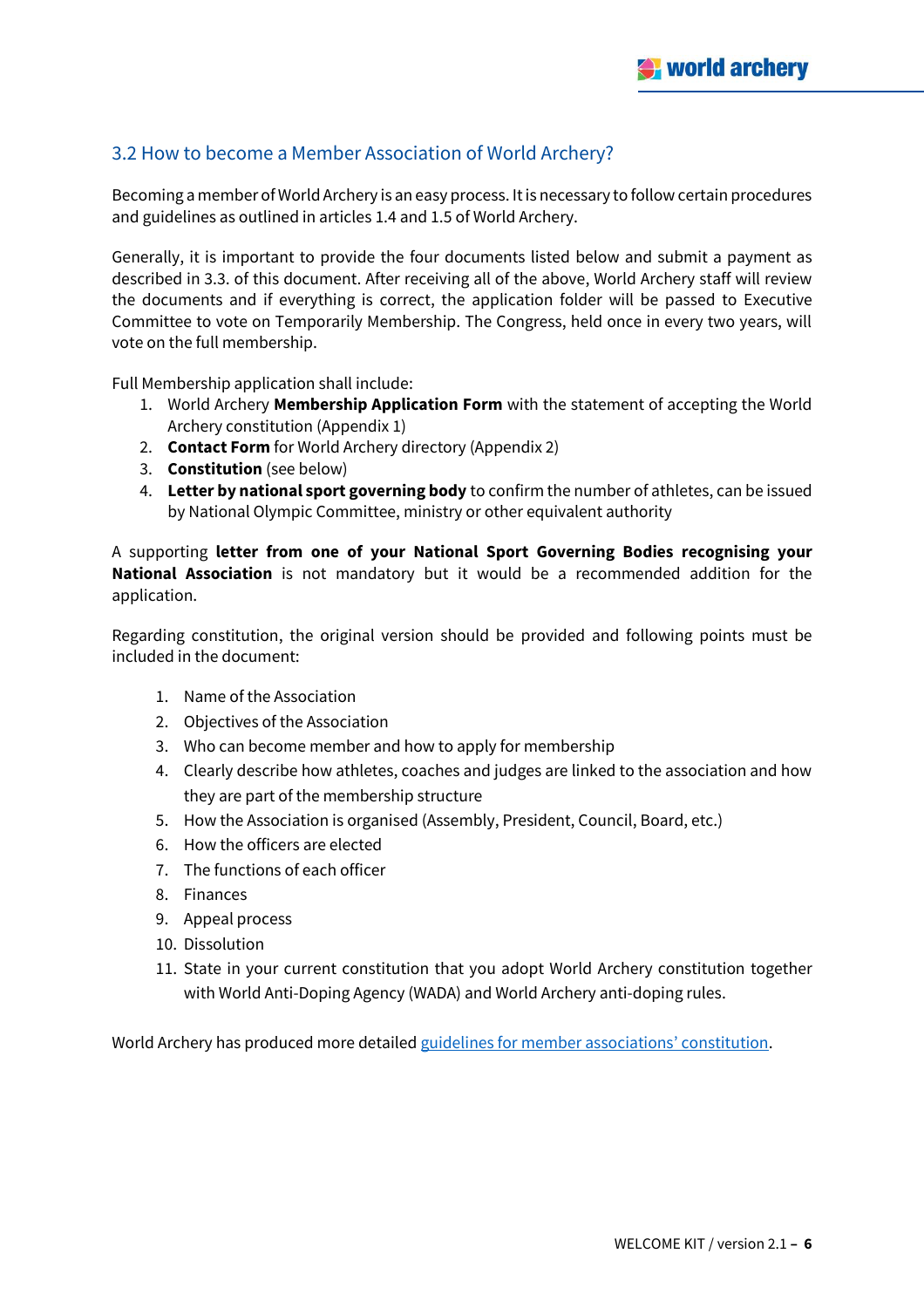## 3.2 How to become a Member Association of World Archery?

Becoming a member of World Archery is an easy process. It is necessary to follow certain procedures and guidelines as outlined in articles 1.4 and 1.5 of World Archery.

Generally, it is important to provide the four documents listed below and submit a payment as described in 3.3. of this document. After receiving all of the above, World Archery staff will review the documents and if everything is correct, the application folder will be passed to Executive Committee to vote on Temporarily Membership. The Congress, held once in every two years, will vote on the full membership.

Full Membership application shall include:

1. World Archery **Membership Application Form** with the statement of accepting the World Archery constitution (Appendix 1)
2. **Contact Form** for World Archery directory (Appendix 2)
3. **Constitution** (see below)
4. **Letter by national sport governing body** to confirm the number of athletes, can be issued by National Olympic Committee, ministry or other equivalent authority

A supporting **letter from one of your National Sport Governing Bodies recognising your National Association** is not mandatory but it would be a recommended addition for the application.

Regarding constitution, the original version should be provided and following points must be included in the document:

1. Name of the Association
2. Objectives of the Association
3. Who can become member and how to apply for membership
4. Clearly describe how athletes, coaches and judges are linked to the association and how they are part of the membership structure
5. How the Association is organised (Assembly, President, Council, Board, etc.)
6. How the officers are elected
7. The functions of each officer
8. Finances
9. Appeal process
10. Dissolution
11. State in your current constitution that you adopt World Archery constitution together with World Anti-Doping Agency (WADA) and World Archery anti-doping rules.

World Archery has produced more detailed guidelines for member associations' constitution.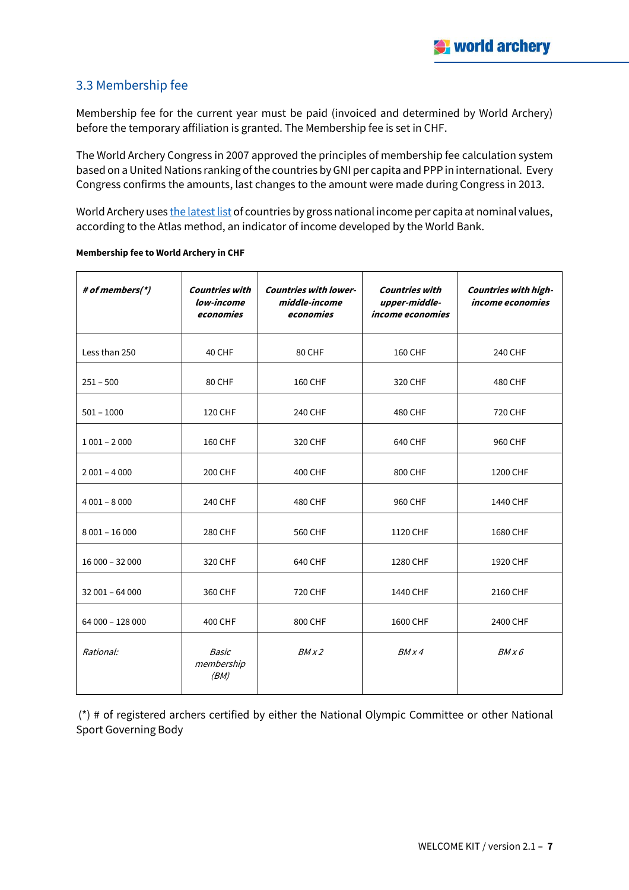## 3.3 Membership fee

Membership fee for the current year must be paid (invoiced and determined by World Archery) before the temporary affiliation is granted. The Membership fee is set in CHF.

The World Archery Congress in 2007 approved the principles of membership fee calculation system based on a United Nations ranking of the countries by GNI per capita and PPP in international. Every Congress confirms the amounts, last changes to the amount were made during Congress in 2013.

World Archery uses the latest list of countries by gross national income per capita at nominal values, according to the Atlas method, an indicator of income developed by the World Bank.

**Membership fee to World Archery in CHF**

| ***# of members(*)*** | ***Countries with low-income economies*** | ***Countries with lower-middle-income economies*** | ***Countries with upper-middle-income economies*** | ***Countries with high-income economies*** |
|---|---|---|---|---|
| Less than 250 | 40 CHF | 80 CHF | 160 CHF | 240 CHF |
| 251 – 500 | 80 CHF | 160 CHF | 320 CHF | 480 CHF |
| 501 – 1000 | 120 CHF | 240 CHF | 480 CHF | 720 CHF |
| 1 001 – 2 000 | 160 CHF | 320 CHF | 640 CHF | 960 CHF |
| 2 001 – 4 000 | 200 CHF | 400 CHF | 800 CHF | 1200 CHF |
| 4 001 – 8 000 | 240 CHF | 480 CHF | 960 CHF | 1440 CHF |
| 8 001 – 16 000 | 280 CHF | 560 CHF | 1120 CHF | 1680 CHF |
| 16 000 – 32 000 | 320 CHF | 640 CHF | 1280 CHF | 1920 CHF |
| 32 001 – 64 000 | 360 CHF | 720 CHF | 1440 CHF | 2160 CHF |
| 64 000 – 128 000 | 400 CHF | 800 CHF | 1600 CHF | 2400 CHF |
| *Rational:* | *Basic membership (BM)* | *BM x 2* | *BM x 4* | *BM x 6* |

(*) # of registered archers certified by either the National Olympic Committee or other National Sport Governing Body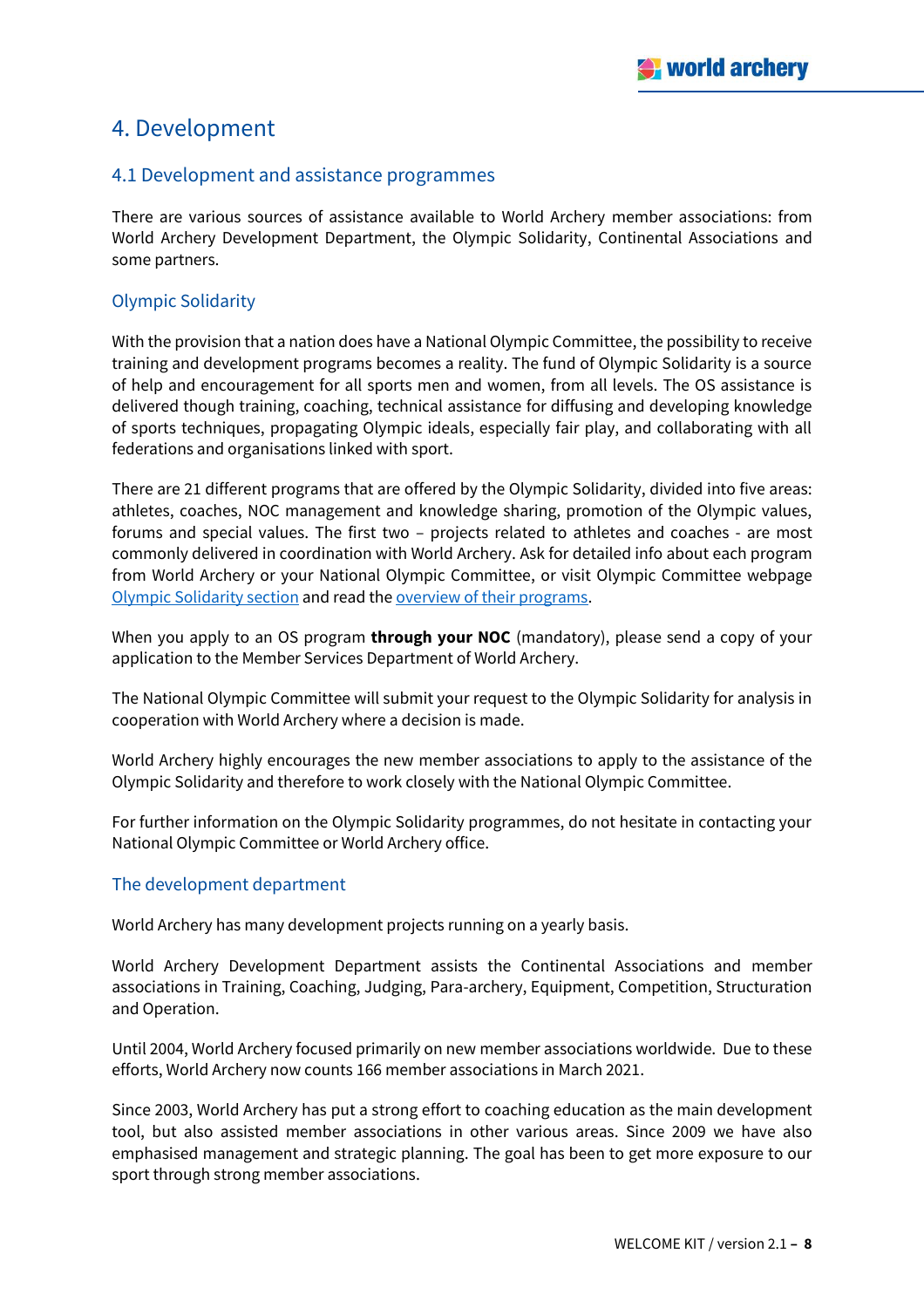# 4. Development

## 4.1 Development and assistance programmes

There are various sources of assistance available to World Archery member associations: from World Archery Development Department, the Olympic Solidarity, Continental Associations and some partners.

### Olympic Solidarity

With the provision that a nation does have a National Olympic Committee, the possibility to receive training and development programs becomes a reality. The fund of Olympic Solidarity is a source of help and encouragement for all sports men and women, from all levels. The OS assistance is delivered though training, coaching, technical assistance for diffusing and developing knowledge of sports techniques, propagating Olympic ideals, especially fair play, and collaborating with all federations and organisations linked with sport.

There are 21 different programs that are offered by the Olympic Solidarity, divided into five areas: athletes, coaches, NOC management and knowledge sharing, promotion of the Olympic values, forums and special values. The first two – projects related to athletes and coaches - are most commonly delivered in coordination with World Archery. Ask for detailed info about each program from World Archery or your National Olympic Committee, or visit Olympic Committee webpage Olympic Solidarity section and read the overview of their programs.

When you apply to an OS program **through your NOC** (mandatory), please send a copy of your application to the Member Services Department of World Archery.

The National Olympic Committee will submit your request to the Olympic Solidarity for analysis in cooperation with World Archery where a decision is made.

World Archery highly encourages the new member associations to apply to the assistance of the Olympic Solidarity and therefore to work closely with the National Olympic Committee.

For further information on the Olympic Solidarity programmes, do not hesitate in contacting your National Olympic Committee or World Archery office.

### The development department

World Archery has many development projects running on a yearly basis.

World Archery Development Department assists the Continental Associations and member associations in Training, Coaching, Judging, Para-archery, Equipment, Competition, Structuration and Operation.

Until 2004, World Archery focused primarily on new member associations worldwide. Due to these efforts, World Archery now counts 166 member associations in March 2021.

Since 2003, World Archery has put a strong effort to coaching education as the main development tool, but also assisted member associations in other various areas. Since 2009 we have also emphasised management and strategic planning. The goal has been to get more exposure to our sport through strong member associations.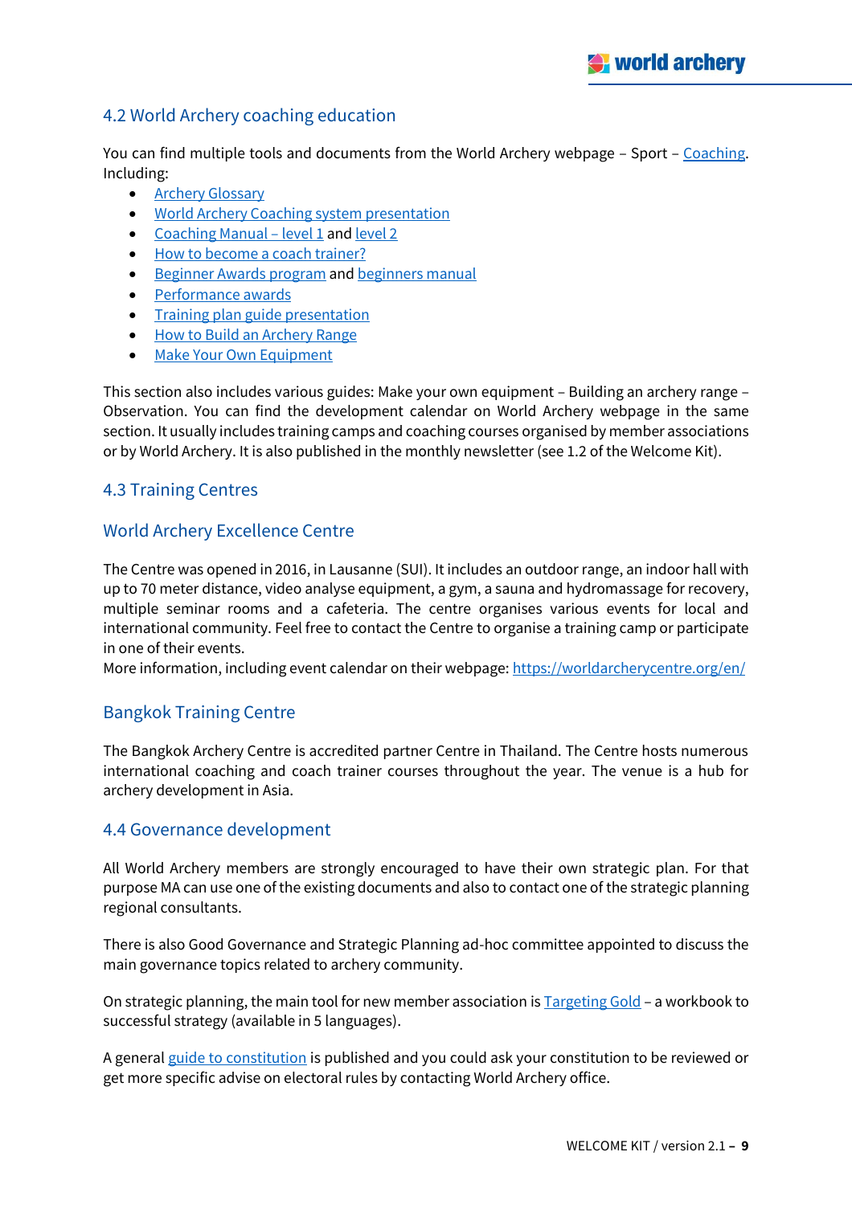## 4.2 World Archery coaching education

You can find multiple tools and documents from the World Archery webpage – Sport – Coaching. Including:

- Archery Glossary
- World Archery Coaching system presentation
- Coaching Manual – level 1 and level 2
- How to become a coach trainer?
- Beginner Awards program and beginners manual
- Performance awards
- Training plan guide presentation
- How to Build an Archery Range
- Make Your Own Equipment

This section also includes various guides: Make your own equipment – Building an archery range – Observation. You can find the development calendar on World Archery webpage in the same section. It usually includes training camps and coaching courses organised by member associations or by World Archery. It is also published in the monthly newsletter (see 1.2 of the Welcome Kit).

## 4.3 Training Centres

### World Archery Excellence Centre

The Centre was opened in 2016, in Lausanne (SUI). It includes an outdoor range, an indoor hall with up to 70 meter distance, video analyse equipment, a gym, a sauna and hydromassage for recovery, multiple seminar rooms and a cafeteria. The centre organises various events for local and international community. Feel free to contact the Centre to organise a training camp or participate in one of their events.
More information, including event calendar on their webpage: https://worldarcherycentre.org/en/

### Bangkok Training Centre

The Bangkok Archery Centre is accredited partner Centre in Thailand. The Centre hosts numerous international coaching and coach trainer courses throughout the year. The venue is a hub for archery development in Asia.

## 4.4 Governance development

All World Archery members are strongly encouraged to have their own strategic plan. For that purpose MA can use one of the existing documents and also to contact one of the strategic planning regional consultants.

There is also Good Governance and Strategic Planning ad-hoc committee appointed to discuss the main governance topics related to archery community.

On strategic planning, the main tool for new member association is Targeting Gold – a workbook to successful strategy (available in 5 languages).

A general guide to constitution is published and you could ask your constitution to be reviewed or get more specific advise on electoral rules by contacting World Archery office.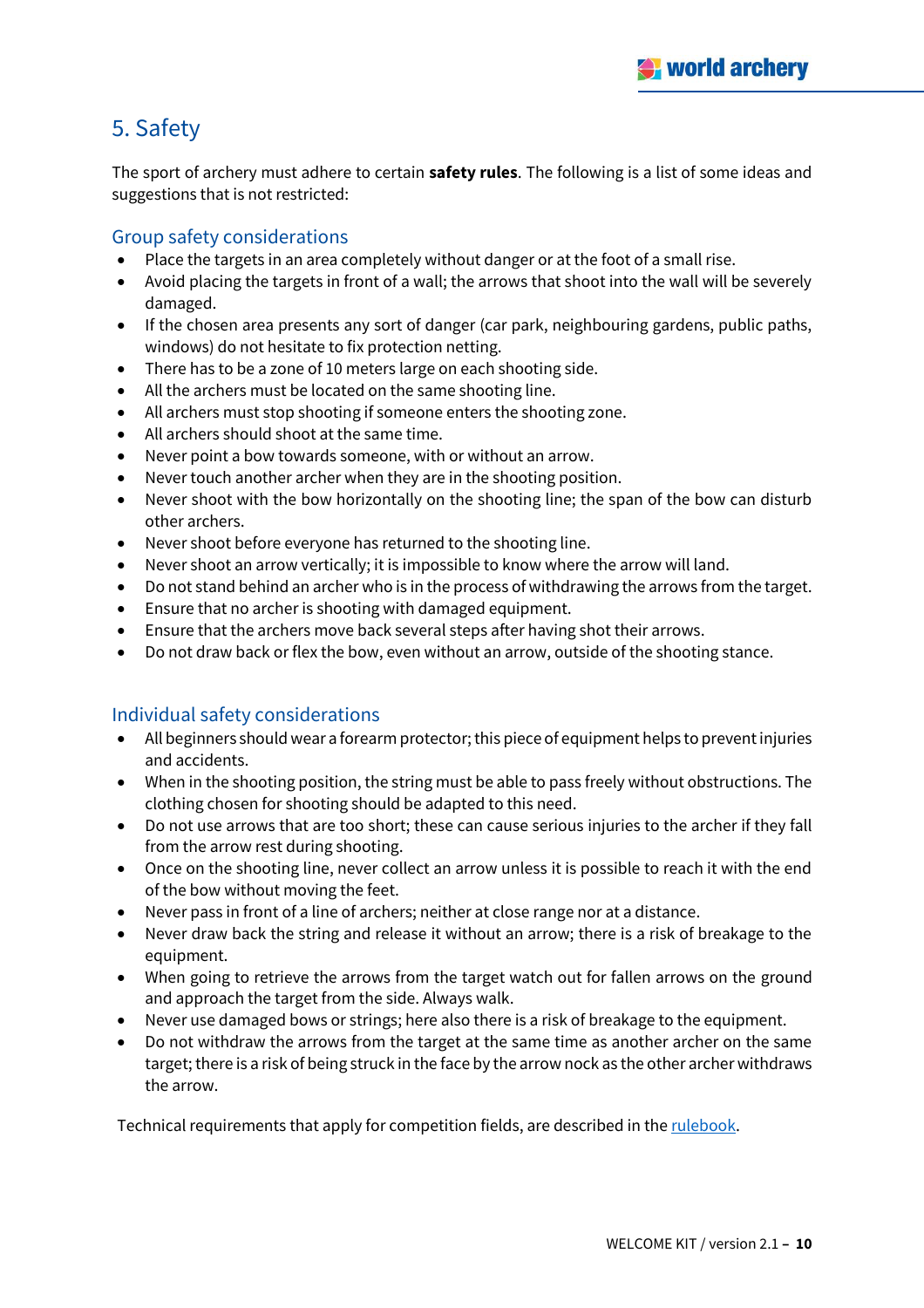## 5. Safety

The sport of archery must adhere to certain **safety rules**. The following is a list of some ideas and suggestions that is not restricted:

### Group safety considerations

- Place the targets in an area completely without danger or at the foot of a small rise.
- Avoid placing the targets in front of a wall; the arrows that shoot into the wall will be severely damaged.
- If the chosen area presents any sort of danger (car park, neighbouring gardens, public paths, windows) do not hesitate to fix protection netting.
- There has to be a zone of 10 meters large on each shooting side.
- All the archers must be located on the same shooting line.
- All archers must stop shooting if someone enters the shooting zone.
- All archers should shoot at the same time.
- Never point a bow towards someone, with or without an arrow.
- Never touch another archer when they are in the shooting position.
- Never shoot with the bow horizontally on the shooting line; the span of the bow can disturb other archers.
- Never shoot before everyone has returned to the shooting line.
- Never shoot an arrow vertically; it is impossible to know where the arrow will land.
- Do not stand behind an archer who is in the process of withdrawing the arrows from the target.
- Ensure that no archer is shooting with damaged equipment.
- Ensure that the archers move back several steps after having shot their arrows.
- Do not draw back or flex the bow, even without an arrow, outside of the shooting stance.

### Individual safety considerations

- All beginners should wear a forearm protector; this piece of equipment helps to prevent injuries and accidents.
- When in the shooting position, the string must be able to pass freely without obstructions. The clothing chosen for shooting should be adapted to this need.
- Do not use arrows that are too short; these can cause serious injuries to the archer if they fall from the arrow rest during shooting.
- Once on the shooting line, never collect an arrow unless it is possible to reach it with the end of the bow without moving the feet.
- Never pass in front of a line of archers; neither at close range nor at a distance.
- Never draw back the string and release it without an arrow; there is a risk of breakage to the equipment.
- When going to retrieve the arrows from the target watch out for fallen arrows on the ground and approach the target from the side. Always walk.
- Never use damaged bows or strings; here also there is a risk of breakage to the equipment.
- Do not withdraw the arrows from the target at the same time as another archer on the same target; there is a risk of being struck in the face by the arrow nock as the other archer withdraws the arrow.

Technical requirements that apply for competition fields, are described in the rulebook.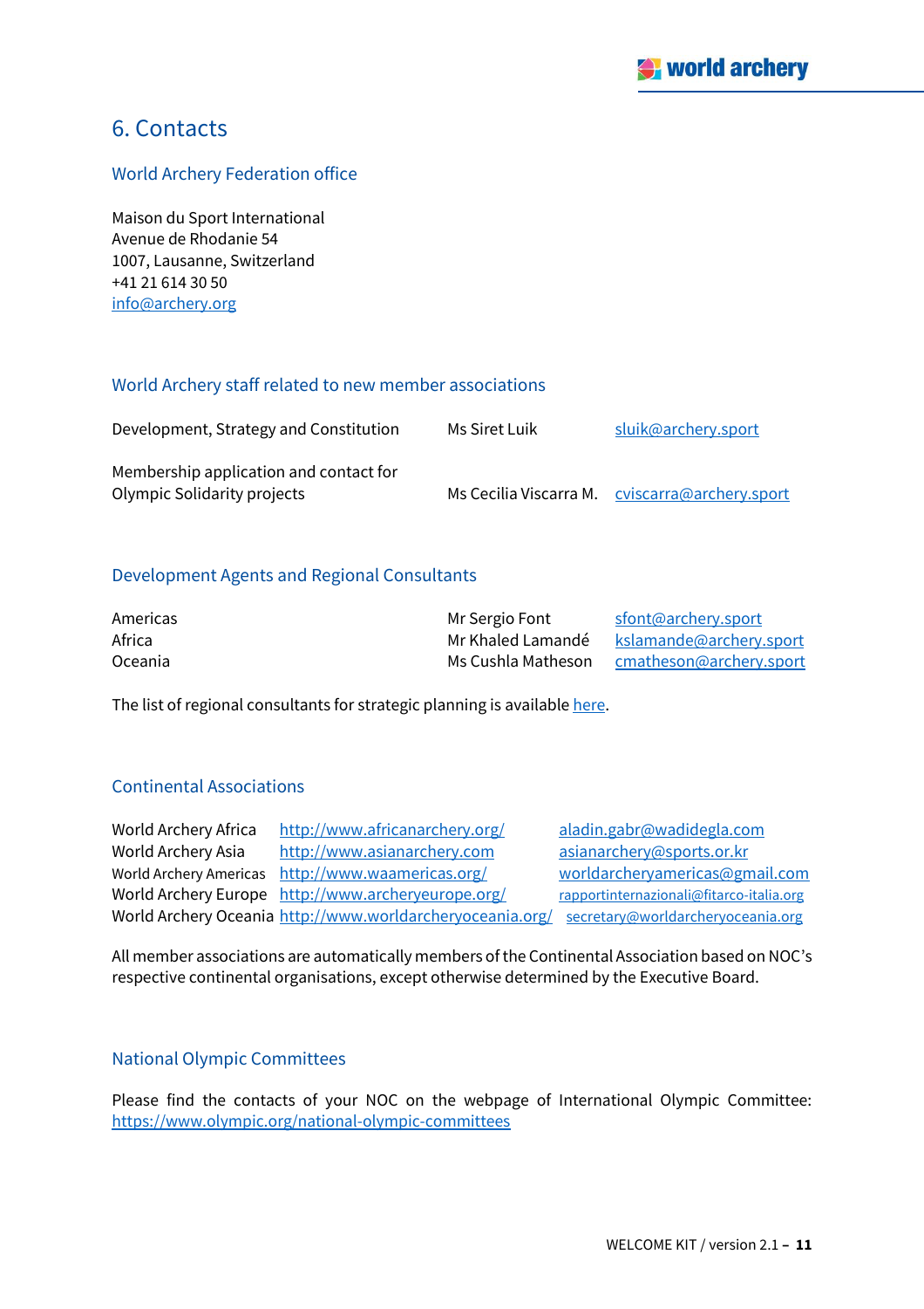## 6. Contacts

### World Archery Federation office

Maison du Sport International
Avenue de Rhodanie 54
1007, Lausanne, Switzerland
+41 21 614 30 50
info@archery.org

### World Archery staff related to new member associations

| | | |
|---|---|---|
| Development, Strategy and Constitution | Ms Siret Luik | sluik@archery.sport |
| Membership application and contact for Olympic Solidarity projects | Ms Cecilia Viscarra M. | cviscarra@archery.sport |

### Development Agents and Regional Consultants

| | | |
|---|---|---|
| Americas | Mr Sergio Font | sfont@archery.sport |
| Africa | Mr Khaled Lamandé | kslamande@archery.sport |
| Oceania | Ms Cushla Matheson | cmatheson@archery.sport |

The list of regional consultants for strategic planning is available here.

### Continental Associations

| | | |
|---|---|---|
| World Archery Africa | http://www.africanarchery.org/ | aladin.gabr@wadidegla.com |
| World Archery Asia | http://www.asianarchery.com | asianarchery@sports.or.kr |
| World Archery Americas | http://www.waamericas.org/ | worldarcheryamericas@gmail.com |
| World Archery Europe | http://www.archeryeurope.org/ | rapportinternazionali@fitarco-italia.org |
| World Archery Oceania | http://www.worldarcheryoceania.org/ | secretary@worldarcheryoceania.org |

All member associations are automatically members of the Continental Association based on NOC's respective continental organisations, except otherwise determined by the Executive Board.

### National Olympic Committees

Please find the contacts of your NOC on the webpage of International Olympic Committee: https://www.olympic.org/national-olympic-committees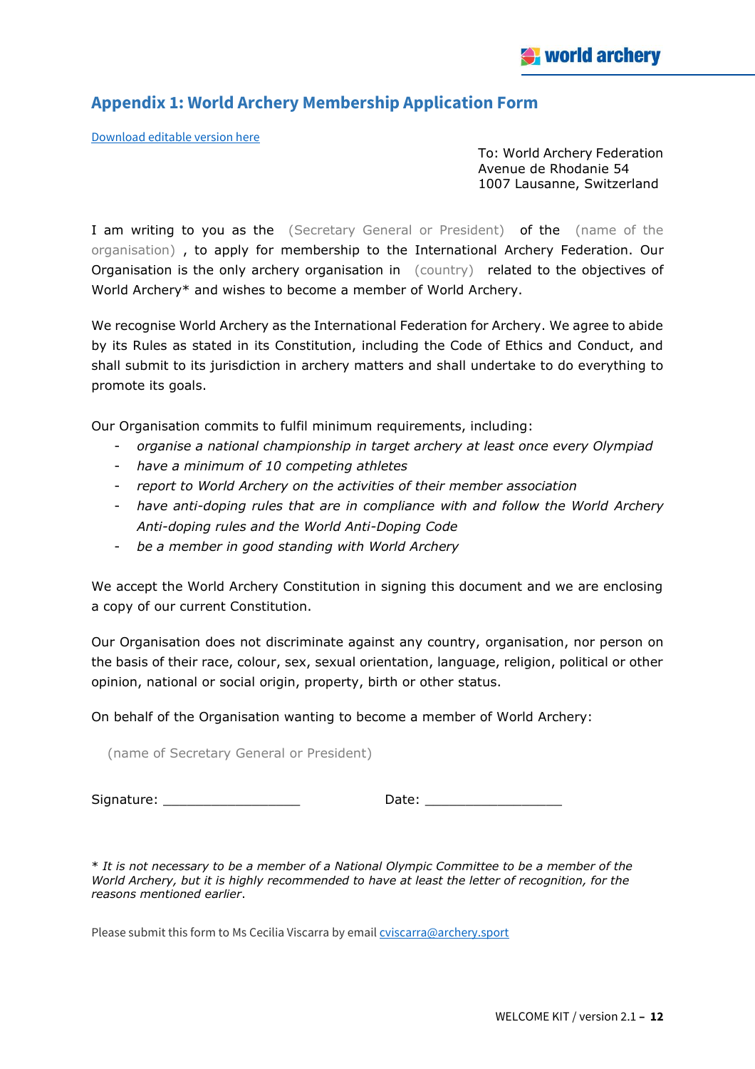## Appendix 1: World Archery Membership Application Form

[Download editable version here]

To: World Archery Federation
Avenue de Rhodanie 54
1007 Lausanne, Switzerland

I am writing to you as the (Secretary General or President) of the (name of the organisation) , to apply for membership to the International Archery Federation. Our Organisation is the only archery organisation in (country) related to the objectives of World Archery* and wishes to become a member of World Archery.

We recognise World Archery as the International Federation for Archery. We agree to abide by its Rules as stated in its Constitution, including the Code of Ethics and Conduct, and shall submit to its jurisdiction in archery matters and shall undertake to do everything to promote its goals.

Our Organisation commits to fulfil minimum requirements, including:

- *organise a national championship in target archery at least once every Olympiad*
- *have a minimum of 10 competing athletes*
- *report to World Archery on the activities of their member association*
- *have anti-doping rules that are in compliance with and follow the World Archery Anti-doping rules and the World Anti-Doping Code*
- *be a member in good standing with World Archery*

We accept the World Archery Constitution in signing this document and we are enclosing a copy of our current Constitution.

Our Organisation does not discriminate against any country, organisation, nor person on the basis of their race, colour, sex, sexual orientation, language, religion, political or other opinion, national or social origin, property, birth or other status.

On behalf of the Organisation wanting to become a member of World Archery:

(name of Secretary General or President)

Signature: _________________ Date: _________________

*\* It is not necessary to be a member of a National Olympic Committee to be a member of the World Archery, but it is highly recommended to have at least the letter of recognition, for the reasons mentioned earlier.*

Please submit this form to Ms Cecilia Viscarra by email cviscarra@archery.sport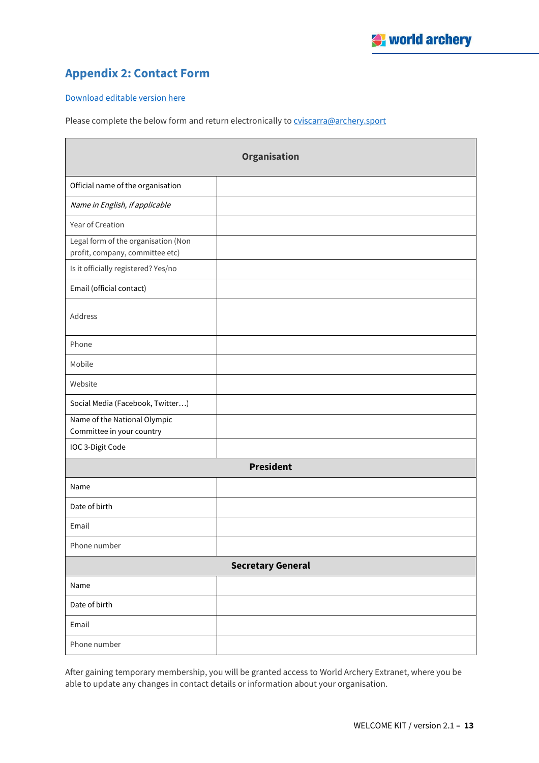## Appendix 2: Contact Form

Download editable version here

Please complete the below form and return electronically to cviscarra@archery.sport

| Organisation | |
|---|---|
| Official name of the organisation | |
| *Name in English, if applicable* | |
| Year of Creation | |
| Legal form of the organisation (Non profit, company, committee etc) | |
| Is it officially registered? Yes/no | |
| Email (official contact) | |
| Address | |
| Phone | |
| Mobile | |
| Website | |
| Social Media (Facebook, Twitter…) | |
| Name of the National Olympic Committee in your country | |
| IOC 3-Digit Code | |
| **President** | |
| Name | |
| Date of birth | |
| Email | |
| Phone number | |
| **Secretary General** | |
| Name | |
| Date of birth | |
| Email | |
| Phone number | |

After gaining temporary membership, you will be granted access to World Archery Extranet, where you be able to update any changes in contact details or information about your organisation.